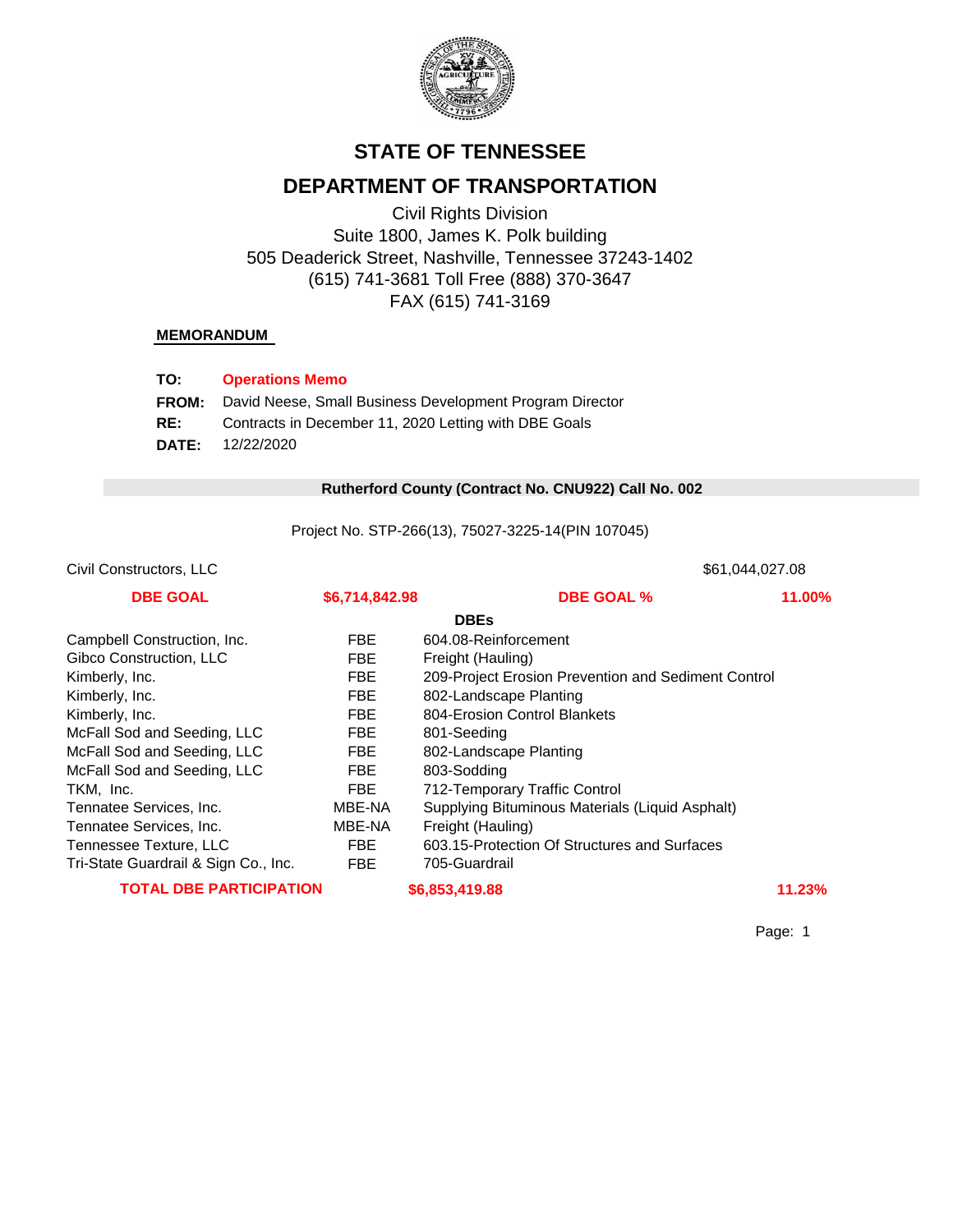# STATE OF TENNESSEE

## DEPARTMENT OF TRANSPORTATION

Civil Rights Division
Suite 1800, James K. Polk building
505 Deaderick Street, Nashville, Tennessee 37243-1402
(615) 741-3681 Toll Free (888) 370-3647
FAX (615) 741-3169

**MEMORANDUM**

**TO:** **Operations Memo**
**FROM:** David Neese, Small Business Development Program Director
**RE:** Contracts in December 11, 2020 Letting with DBE Goals
**DATE:** 12/22/2020

### Rutherford County (Contract No. CNU922) Call No. 002

Project No. STP-266(13), 75027-3225-14(PIN 107045)

Civil Constructors, LLC — $61,044,027.08

| **DBE GOAL** | **$6,714,842.98** | **DBE GOAL %** | **11.00%** |
|---|---|---|---|
| | | **DBEs** | |
| Campbell Construction, Inc. | FBE | 604.08-Reinforcement | |
| Gibco Construction, LLC | FBE | Freight (Hauling) | |
| Kimberly, Inc. | FBE | 209-Project Erosion Prevention and Sediment Control | |
| Kimberly, Inc. | FBE | 802-Landscape Planting | |
| Kimberly, Inc. | FBE | 804-Erosion Control Blankets | |
| McFall Sod and Seeding, LLC | FBE | 801-Seeding | |
| McFall Sod and Seeding, LLC | FBE | 802-Landscape Planting | |
| McFall Sod and Seeding, LLC | FBE | 803-Sodding | |
| TKM, Inc. | FBE | 712-Temporary Traffic Control | |
| Tennatee Services, Inc. | MBE-NA | Supplying Bituminous Materials (Liquid Asphalt) | |
| Tennatee Services, Inc. | MBE-NA | Freight (Hauling) | |
| Tennessee Texture, LLC | FBE | 603.15-Protection Of Structures and Surfaces | |
| Tri-State Guardrail & Sign Co., Inc. | FBE | 705-Guardrail | |
| **TOTAL DBE PARTICIPATION** | | **$6,853,419.88** | **11.23%** |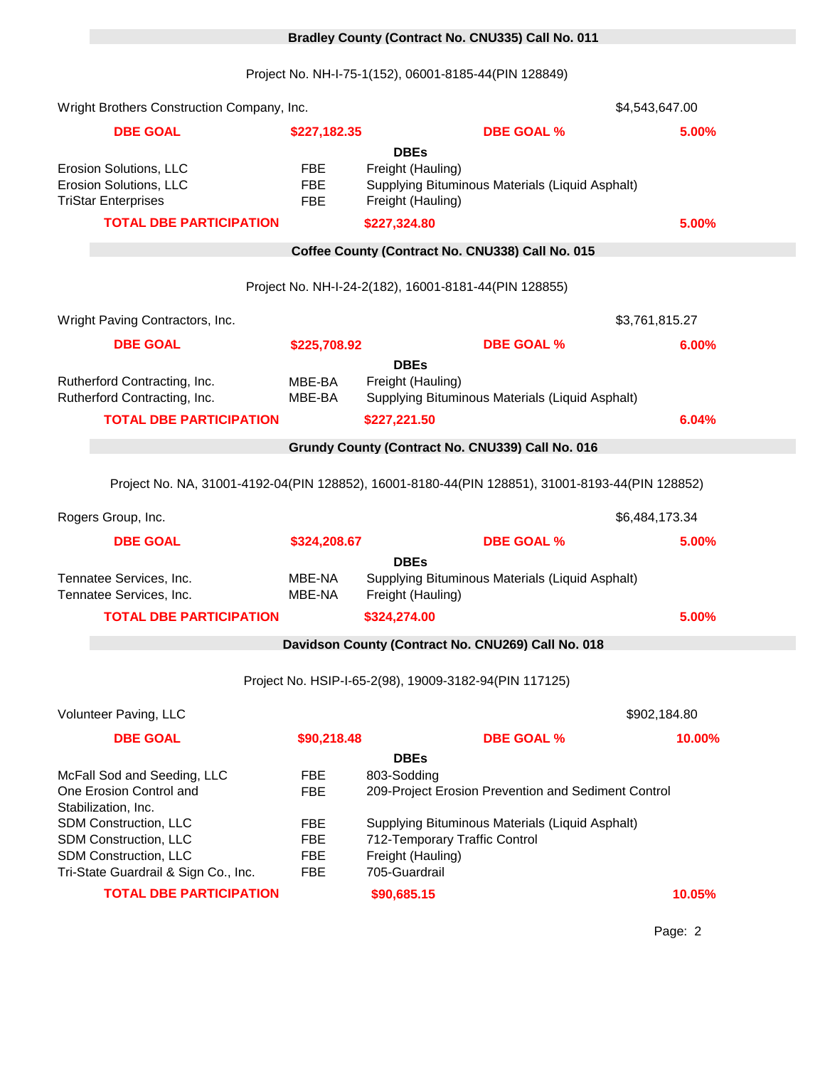## Bradley County (Contract No. CNU335) Call No. 011

Project No. NH-I-75-1(152), 06001-8185-44(PIN 128849)

Wright Brothers Construction Company, Inc. — $4,543,647.00

| DBE GOAL | $227,182.35 | DBE GOAL % | 5.00% |
|---|---|---|---|

**DBEs**

| DBE | Type | Work |
|---|---|---|
| Erosion Solutions, LLC | FBE | Freight (Hauling) |
| Erosion Solutions, LLC | FBE | Supplying Bituminous Materials (Liquid Asphalt) |
| TriStar Enterprises | FBE | Freight (Hauling) |

| TOTAL DBE PARTICIPATION | $227,324.80 | 5.00% |
|---|---|---|

## Coffee County (Contract No. CNU338) Call No. 015

Project No. NH-I-24-2(182), 16001-8181-44(PIN 128855)

Wright Paving Contractors, Inc. — $3,761,815.27

| DBE GOAL | $225,708.92 | DBE GOAL % | 6.00% |
|---|---|---|---|

**DBEs**

| DBE | Type | Work |
|---|---|---|
| Rutherford Contracting, Inc. | MBE-BA | Freight (Hauling) |
| Rutherford Contracting, Inc. | MBE-BA | Supplying Bituminous Materials (Liquid Asphalt) |

| TOTAL DBE PARTICIPATION | $227,221.50 | 6.04% |
|---|---|---|

## Grundy County (Contract No. CNU339) Call No. 016

Project No. NA, 31001-4192-04(PIN 128852), 16001-8180-44(PIN 128851), 31001-8193-44(PIN 128852)

Rogers Group, Inc. — $6,484,173.34

| DBE GOAL | $324,208.67 | DBE GOAL % | 5.00% |
|---|---|---|---|

**DBEs**

| DBE | Type | Work |
|---|---|---|
| Tennatee Services, Inc. | MBE-NA | Supplying Bituminous Materials (Liquid Asphalt) |
| Tennatee Services, Inc. | MBE-NA | Freight (Hauling) |

| TOTAL DBE PARTICIPATION | $324,274.00 | 5.00% |
|---|---|---|

## Davidson County (Contract No. CNU269) Call No. 018

Project No. HSIP-I-65-2(98), 19009-3182-94(PIN 117125)

Volunteer Paving, LLC — $902,184.80

| DBE GOAL | $90,218.48 | DBE GOAL % | 10.00% |
|---|---|---|---|

**DBEs**

| DBE | Type | Work |
|---|---|---|
| McFall Sod and Seeding, LLC | FBE | 803-Sodding |
| One Erosion Control and Stabilization, Inc. | FBE | 209-Project Erosion Prevention and Sediment Control |
| SDM Construction, LLC | FBE | Supplying Bituminous Materials (Liquid Asphalt) |
| SDM Construction, LLC | FBE | 712-Temporary Traffic Control |
| SDM Construction, LLC | FBE | Freight (Hauling) |
| Tri-State Guardrail & Sign Co., Inc. | FBE | 705-Guardrail |

| TOTAL DBE PARTICIPATION | $90,685.15 | 10.05% |
|---|---|---|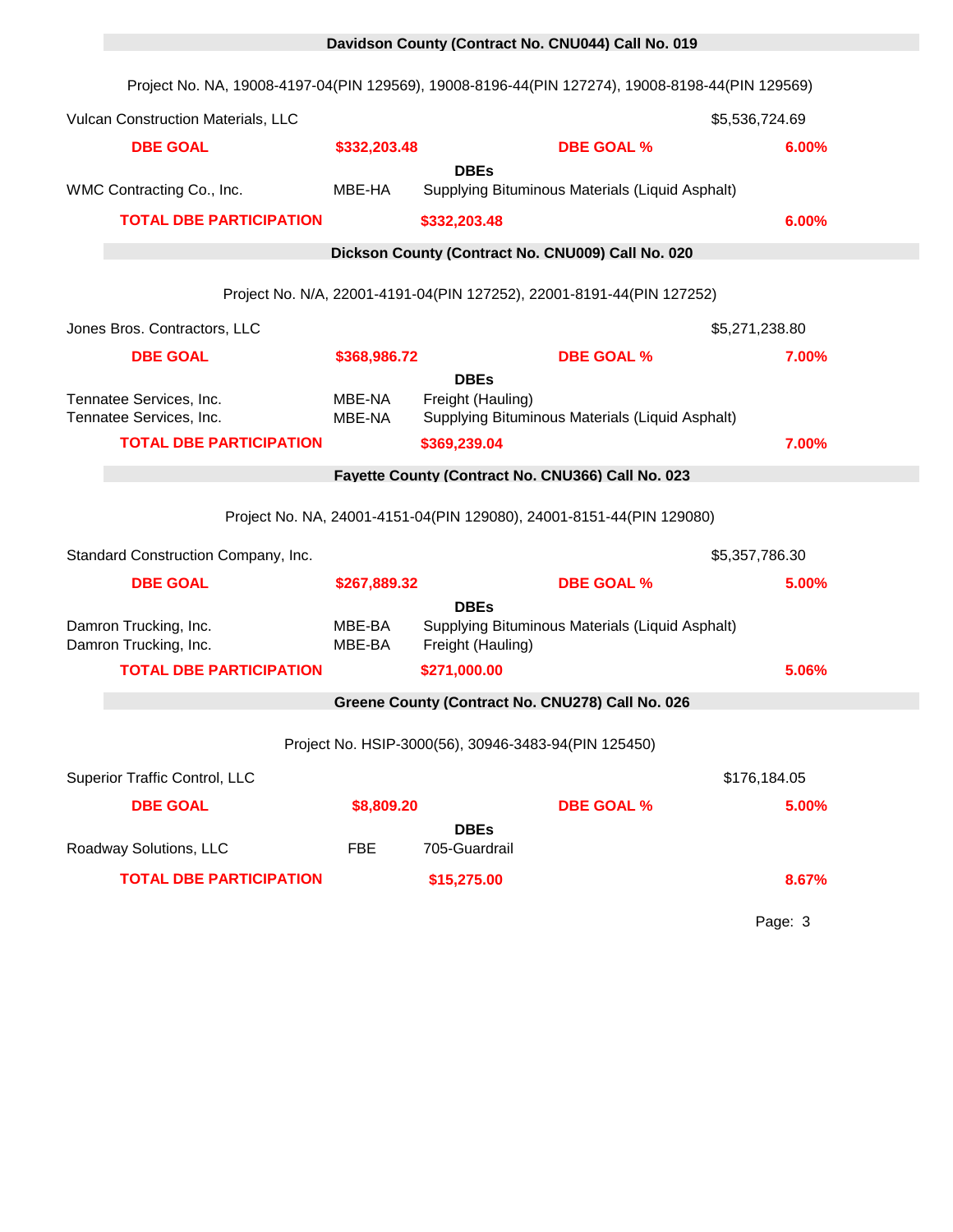## Davidson County (Contract No. CNU044) Call No. 019

Project No. NA, 19008-4197-04(PIN 129569), 19008-8196-44(PIN 127274), 19008-8198-44(PIN 129569)

| Vulcan Construction Materials, LLC | | | $5,536,724.69 |
|---|---|---|---|
| **DBE GOAL** | **$332,203.48** | **DBE GOAL %** | **6.00%** |
| | | **DBEs** | |
| WMC Contracting Co., Inc. | MBE-HA | Supplying Bituminous Materials (Liquid Asphalt) | |
| **TOTAL DBE PARTICIPATION** | | **$332,203.48** | **6.00%** |

## Dickson County (Contract No. CNU009) Call No. 020

Project No. N/A, 22001-4191-04(PIN 127252), 22001-8191-44(PIN 127252)

| Jones Bros. Contractors, LLC | | | $5,271,238.80 |
|---|---|---|---|
| **DBE GOAL** | **$368,986.72** | **DBE GOAL %** | **7.00%** |
| | | **DBEs** | |
| Tennatee Services, Inc. | MBE-NA | Freight (Hauling) | |
| Tennatee Services, Inc. | MBE-NA | Supplying Bituminous Materials (Liquid Asphalt) | |
| **TOTAL DBE PARTICIPATION** | | **$369,239.04** | **7.00%** |

## Fayette County (Contract No. CNU366) Call No. 023

Project No. NA, 24001-4151-04(PIN 129080), 24001-8151-44(PIN 129080)

| Standard Construction Company, Inc. | | | $5,357,786.30 |
|---|---|---|---|
| **DBE GOAL** | **$267,889.32** | **DBE GOAL %** | **5.00%** |
| | | **DBEs** | |
| Damron Trucking, Inc. | MBE-BA | Supplying Bituminous Materials (Liquid Asphalt) | |
| Damron Trucking, Inc. | MBE-BA | Freight (Hauling) | |
| **TOTAL DBE PARTICIPATION** | | **$271,000.00** | **5.06%** |

## Greene County (Contract No. CNU278) Call No. 026

Project No. HSIP-3000(56), 30946-3483-94(PIN 125450)

| Superior Traffic Control, LLC | | | $176,184.05 |
|---|---|---|---|
| **DBE GOAL** | **$8,809.20** | **DBE GOAL %** | **5.00%** |
| | | **DBEs** | |
| Roadway Solutions, LLC | FBE | 705-Guardrail | |
| **TOTAL DBE PARTICIPATION** | | **$15,275.00** | **8.67%** |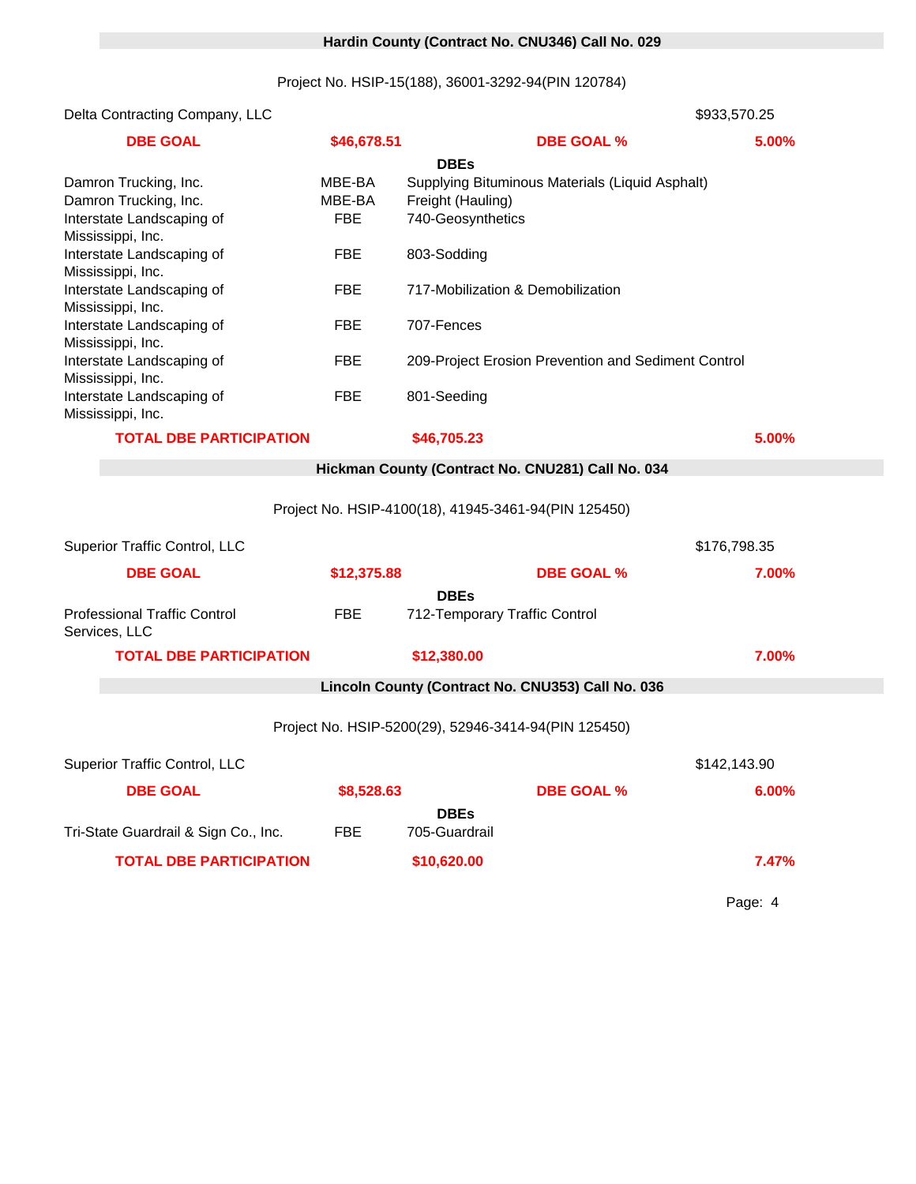## Hardin County (Contract No. CNU346) Call No. 029

Project No. HSIP-15(188), 36001-3292-94(PIN 120784)

| Delta Contracting Company, LLC | | | $933,570.25 |
|---|---|---|---|
| **DBE GOAL** | **$46,678.51** | **DBE GOAL %** | **5.00%** |
| | | **DBEs** | |
| Damron Trucking, Inc. | MBE-BA | Supplying Bituminous Materials (Liquid Asphalt) | |
| Damron Trucking, Inc. | MBE-BA | Freight (Hauling) | |
| Interstate Landscaping of Mississippi, Inc. | FBE | 740-Geosynthetics | |
| Interstate Landscaping of Mississippi, Inc. | FBE | 803-Sodding | |
| Interstate Landscaping of Mississippi, Inc. | FBE | 717-Mobilization & Demobilization | |
| Interstate Landscaping of Mississippi, Inc. | FBE | 707-Fences | |
| Interstate Landscaping of Mississippi, Inc. | FBE | 209-Project Erosion Prevention and Sediment Control | |
| Interstate Landscaping of Mississippi, Inc. | FBE | 801-Seeding | |
| **TOTAL DBE PARTICIPATION** | | **$46,705.23** | **5.00%** |

## Hickman County (Contract No. CNU281) Call No. 034

Project No. HSIP-4100(18), 41945-3461-94(PIN 125450)

| Superior Traffic Control, LLC | | | $176,798.35 |
|---|---|---|---|
| **DBE GOAL** | **$12,375.88** | **DBE GOAL %** | **7.00%** |
| | | **DBEs** | |
| Professional Traffic Control Services, LLC | FBE | 712-Temporary Traffic Control | |
| **TOTAL DBE PARTICIPATION** | | **$12,380.00** | **7.00%** |

## Lincoln County (Contract No. CNU353) Call No. 036

Project No. HSIP-5200(29), 52946-3414-94(PIN 125450)

| Superior Traffic Control, LLC | | | $142,143.90 |
|---|---|---|---|
| **DBE GOAL** | **$8,528.63** | **DBE GOAL %** | **6.00%** |
| | | **DBEs** | |
| Tri-State Guardrail & Sign Co., Inc. | FBE | 705-Guardrail | |
| **TOTAL DBE PARTICIPATION** | | **$10,620.00** | **7.47%** |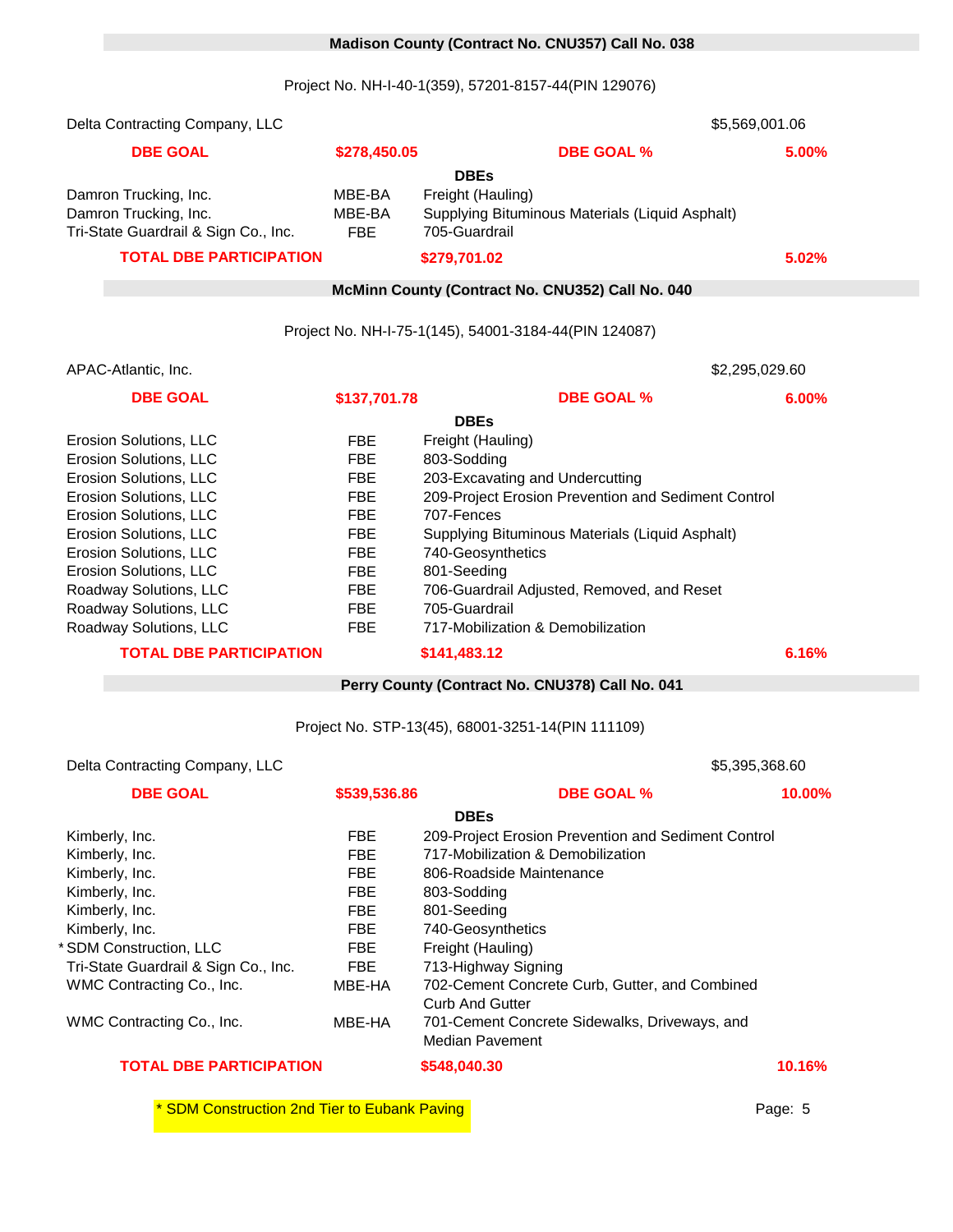## Madison County (Contract No. CNU357) Call No. 038

Project No. NH-I-40-1(359), 57201-8157-44(PIN 129076)

Delta Contracting Company, LLC — $5,569,001.06

| **DBE GOAL** | **$278,450.05** | **DBE GOAL %** | **5.00%** |
|---|---|---|---|
| | | **DBEs** | |
| Damron Trucking, Inc. | MBE-BA | Freight (Hauling) | |
| Damron Trucking, Inc. | MBE-BA | Supplying Bituminous Materials (Liquid Asphalt) | |
| Tri-State Guardrail & Sign Co., Inc. | FBE | 705-Guardrail | |
| **TOTAL DBE PARTICIPATION** | | **$279,701.02** | **5.02%** |

## McMinn County (Contract No. CNU352) Call No. 040

Project No. NH-I-75-1(145), 54001-3184-44(PIN 124087)

APAC-Atlantic, Inc. — $2,295,029.60

| **DBE GOAL** | **$137,701.78** | **DBE GOAL %** | **6.00%** |
|---|---|---|---|
| | | **DBEs** | |
| Erosion Solutions, LLC | FBE | Freight (Hauling) | |
| Erosion Solutions, LLC | FBE | 803-Sodding | |
| Erosion Solutions, LLC | FBE | 203-Excavating and Undercutting | |
| Erosion Solutions, LLC | FBE | 209-Project Erosion Prevention and Sediment Control | |
| Erosion Solutions, LLC | FBE | 707-Fences | |
| Erosion Solutions, LLC | FBE | Supplying Bituminous Materials (Liquid Asphalt) | |
| Erosion Solutions, LLC | FBE | 740-Geosynthetics | |
| Erosion Solutions, LLC | FBE | 801-Seeding | |
| Roadway Solutions, LLC | FBE | 706-Guardrail Adjusted, Removed, and Reset | |
| Roadway Solutions, LLC | FBE | 705-Guardrail | |
| Roadway Solutions, LLC | FBE | 717-Mobilization & Demobilization | |
| **TOTAL DBE PARTICIPATION** | | **$141,483.12** | **6.16%** |

## Perry County (Contract No. CNU378) Call No. 041

Project No. STP-13(45), 68001-3251-14(PIN 111109)

Delta Contracting Company, LLC — $5,395,368.60

| **DBE GOAL** | **$539,536.86** | **DBE GOAL %** | **10.00%** |
|---|---|---|---|
| | | **DBEs** | |
| Kimberly, Inc. | FBE | 209-Project Erosion Prevention and Sediment Control | |
| Kimberly, Inc. | FBE | 717-Mobilization & Demobilization | |
| Kimberly, Inc. | FBE | 806-Roadside Maintenance | |
| Kimberly, Inc. | FBE | 803-Sodding | |
| Kimberly, Inc. | FBE | 801-Seeding | |
| Kimberly, Inc. | FBE | 740-Geosynthetics | |
| * SDM Construction, LLC | FBE | Freight (Hauling) | |
| Tri-State Guardrail & Sign Co., Inc. | FBE | 713-Highway Signing | |
| WMC Contracting Co., Inc. | MBE-HA | 702-Cement Concrete Curb, Gutter, and Combined Curb And Gutter | |
| WMC Contracting Co., Inc. | MBE-HA | 701-Cement Concrete Sidewalks, Driveways, and Median Pavement | |
| **TOTAL DBE PARTICIPATION** | | **$548,040.30** | **10.16%** |

* SDM Construction 2nd Tier to Eubank Paving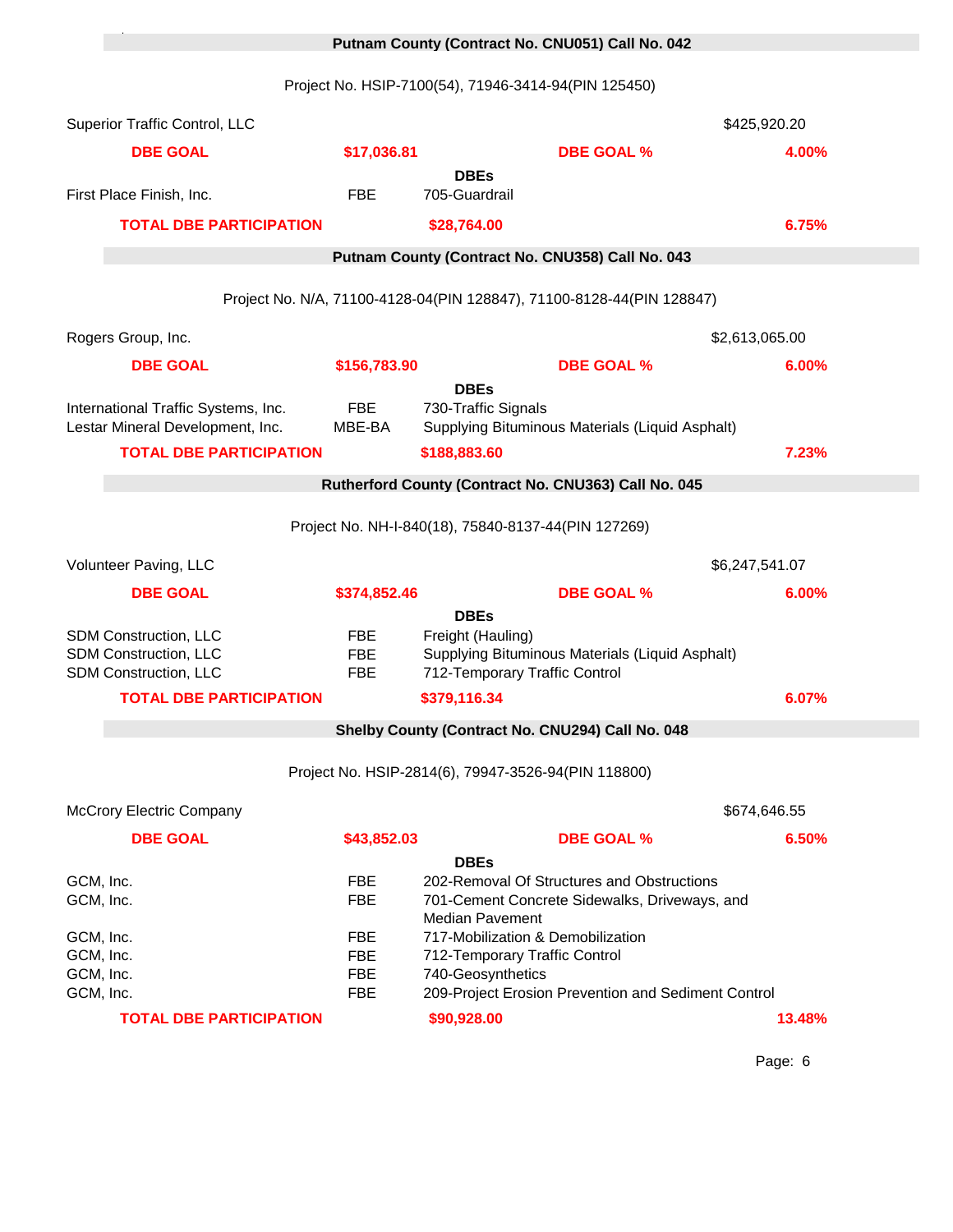## Putnam County (Contract No. CNU051) Call No. 042

Project No. HSIP-7100(54), 71946-3414-94(PIN 125450)

| Superior Traffic Control, LLC | | | $425,920.20 |
|---|---|---|---|
| **DBE GOAL** | **$17,036.81** | **DBE GOAL %** | **4.00%** |

**DBEs**

| | | |
|---|---|---|
| First Place Finish, Inc. | FBE | 705-Guardrail |

| **TOTAL DBE PARTICIPATION** | **$28,764.00** | **6.75%** |
|---|---|---|

## Putnam County (Contract No. CNU358) Call No. 043

Project No. N/A, 71100-4128-04(PIN 128847), 71100-8128-44(PIN 128847)

| Rogers Group, Inc. | | | $2,613,065.00 |
|---|---|---|---|
| **DBE GOAL** | **$156,783.90** | **DBE GOAL %** | **6.00%** |

**DBEs**

| | | |
|---|---|---|
| International Traffic Systems, Inc. | FBE | 730-Traffic Signals |
| Lestar Mineral Development, Inc. | MBE-BA | Supplying Bituminous Materials (Liquid Asphalt) |

| **TOTAL DBE PARTICIPATION** | **$188,883.60** | **7.23%** |
|---|---|---|

## Rutherford County (Contract No. CNU363) Call No. 045

Project No. NH-I-840(18), 75840-8137-44(PIN 127269)

| Volunteer Paving, LLC | | | $6,247,541.07 |
|---|---|---|---|
| **DBE GOAL** | **$374,852.46** | **DBE GOAL %** | **6.00%** |

**DBEs**

| | | |
|---|---|---|
| SDM Construction, LLC | FBE | Freight (Hauling) |
| SDM Construction, LLC | FBE | Supplying Bituminous Materials (Liquid Asphalt) |
| SDM Construction, LLC | FBE | 712-Temporary Traffic Control |

| **TOTAL DBE PARTICIPATION** | **$379,116.34** | **6.07%** |
|---|---|---|

## Shelby County (Contract No. CNU294) Call No. 048

Project No. HSIP-2814(6), 79947-3526-94(PIN 118800)

| McCrory Electric Company | | | $674,646.55 |
|---|---|---|---|
| **DBE GOAL** | **$43,852.03** | **DBE GOAL %** | **6.50%** |

**DBEs**

| | | |
|---|---|---|
| GCM, Inc. | FBE | 202-Removal Of Structures and Obstructions |
| GCM, Inc. | FBE | 701-Cement Concrete Sidewalks, Driveways, and Median Pavement |
| GCM, Inc. | FBE | 717-Mobilization & Demobilization |
| GCM, Inc. | FBE | 712-Temporary Traffic Control |
| GCM, Inc. | FBE | 740-Geosynthetics |
| GCM, Inc. | FBE | 209-Project Erosion Prevention and Sediment Control |

| **TOTAL DBE PARTICIPATION** | **$90,928.00** | **13.48%** |
|---|---|---|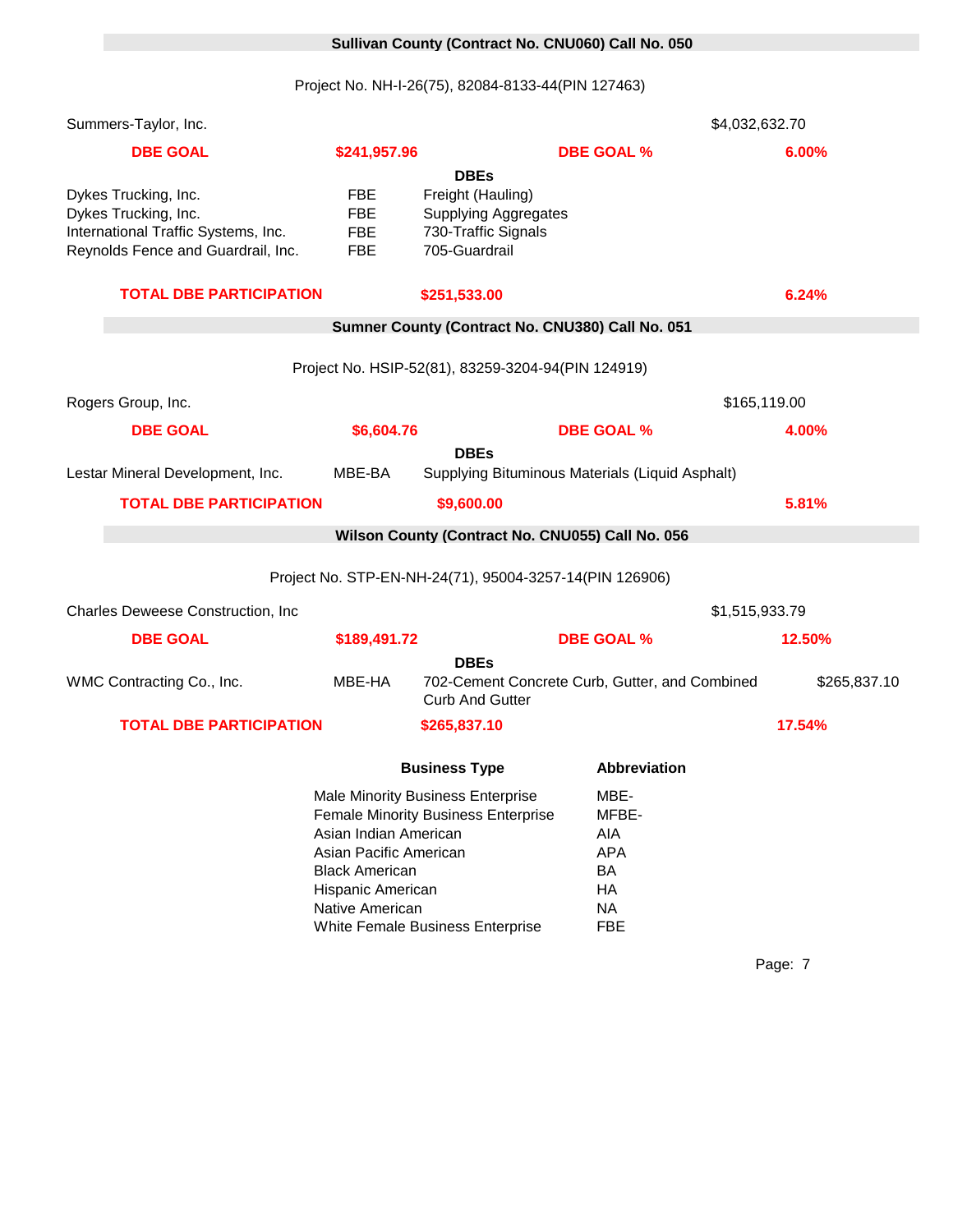## Sullivan County (Contract No. CNU060) Call No. 050

Project No. NH-I-26(75), 82084-8133-44(PIN 127463)

| | | | |
|---|---|---|---|
| Summers-Taylor, Inc. | | | $4,032,632.70 |
| **DBE GOAL** | **$241,957.96** | **DBE GOAL %** | **6.00%** |
| | | **DBEs** | |
| Dykes Trucking, Inc. | FBE | Freight (Hauling) | |
| Dykes Trucking, Inc. | FBE | Supplying Aggregates | |
| International Traffic Systems, Inc. | FBE | 730-Traffic Signals | |
| Reynolds Fence and Guardrail, Inc. | FBE | 705-Guardrail | |
| **TOTAL DBE PARTICIPATION** | | **$251,533.00** | **6.24%** |

## Sumner County (Contract No. CNU380) Call No. 051

Project No. HSIP-52(81), 83259-3204-94(PIN 124919)

| | | | |
|---|---|---|---|
| Rogers Group, Inc. | | | $165,119.00 |
| **DBE GOAL** | **$6,604.76** | **DBE GOAL %** | **4.00%** |
| | | **DBEs** | |
| Lestar Mineral Development, Inc. | MBE-BA | Supplying Bituminous Materials (Liquid Asphalt) | |
| **TOTAL DBE PARTICIPATION** | | **$9,600.00** | **5.81%** |

## Wilson County (Contract No. CNU055) Call No. 056

Project No. STP-EN-NH-24(71), 95004-3257-14(PIN 126906)

| | | | |
|---|---|---|---|
| Charles Deweese Construction, Inc | | | $1,515,933.79 |
| **DBE GOAL** | **$189,491.72** | **DBE GOAL %** | **12.50%** |
| | | **DBEs** | |
| WMC Contracting Co., Inc. | MBE-HA | 702-Cement Concrete Curb, Gutter, and Combined Curb And Gutter | $265,837.10 |
| **TOTAL DBE PARTICIPATION** | | **$265,837.10** | **17.54%** |

| Business Type | Abbreviation |
|---|---|
| Male Minority Business Enterprise | MBE- |
| Female Minority Business Enterprise | MFBE- |
| Asian Indian American | AIA |
| Asian Pacific American | APA |
| Black American | BA |
| Hispanic American | HA |
| Native American | NA |
| White Female Business Enterprise | FBE |